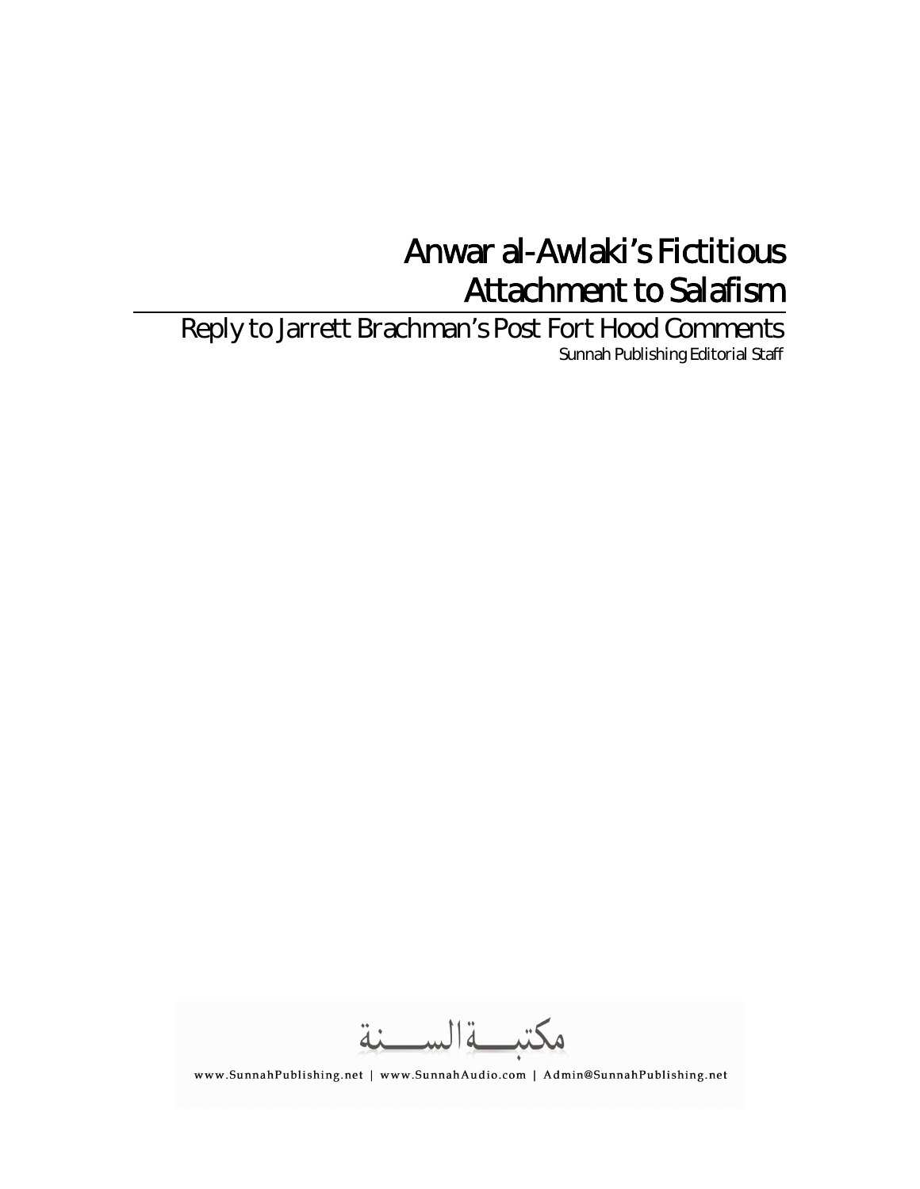# Anwar al-Awlaki's Fictitious Attachment to Salafism

## Reply to Jarrett Brachman's Post Fort Hood Comments

Sunnah Publishing Editorial Staff

مكتبة السنة

www.SunnahPublishing.net | www.SunnahAudio.com | Admin@SunnahPublishing.net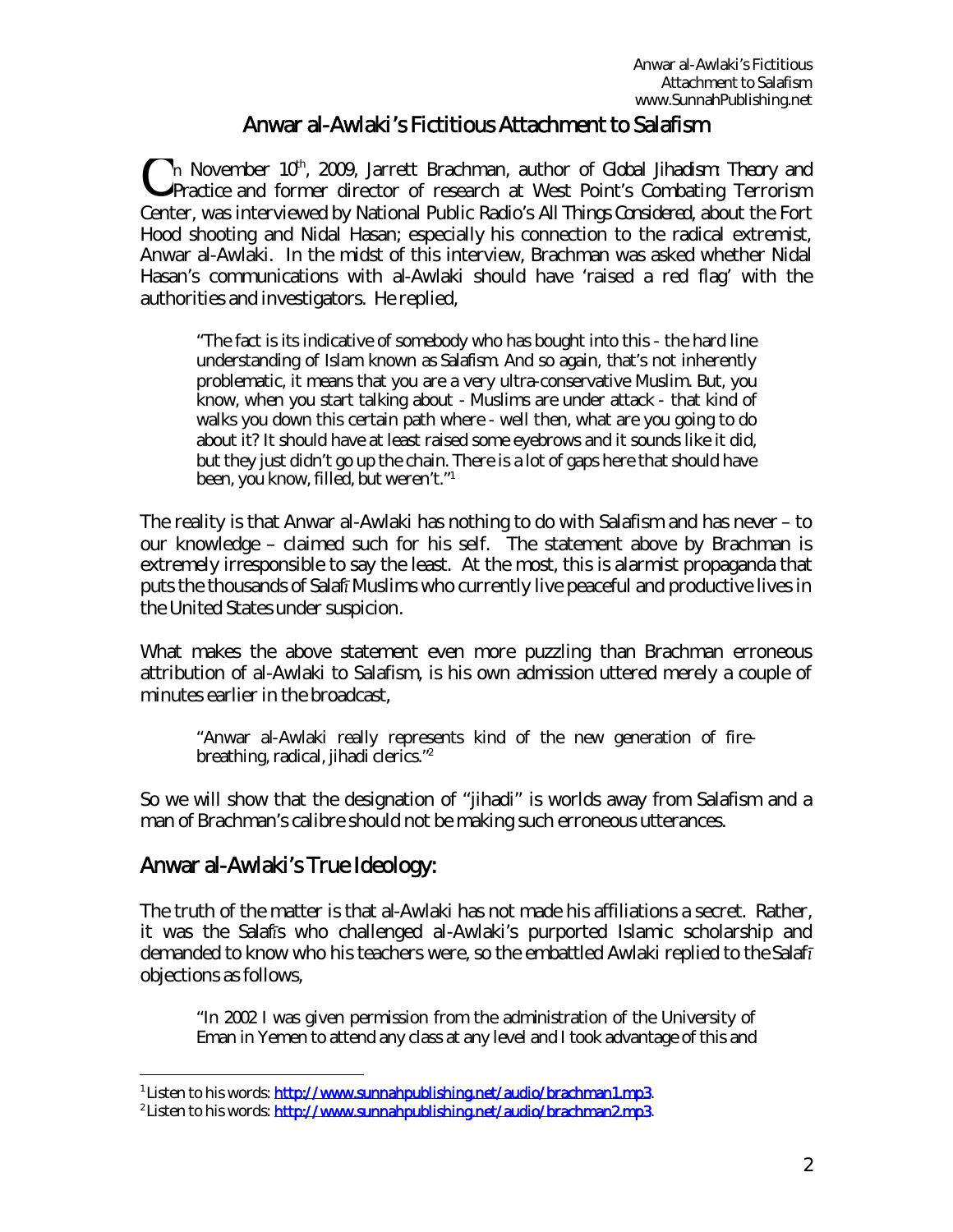# Anwar al-Awlaki's Fictitious Attachment to Salafism

On November 10th, 2009, Jarrett Brachman, author of *Global Jihadism: Theory and Practice* and former director of research at West Point's Combating Terrorism Center, was interviewed by National Public Radio's *All Things Considered*, about the Fort Hood shooting and Nidal Hasan; especially his connection to the radical extremist, Anwar al-Awlaki. In the midst of this interview, Brachman was asked whether Nidal Hasan's communications with al-Awlaki should have 'raised a red flag' with the authorities and investigators. He replied,

> "The fact is its indicative of somebody who has bought into this - the hard line understanding of Islam known as Salafism. And so again, that's not inherently problematic, it means that you are a very ultra-conservative Muslim. But, you know, when you start talking about - Muslims are under attack - that kind of walks you down this certain path where - well then, what are you going to do about it? It should have at least raised some eyebrows and it sounds like it did, but they just didn't go up the chain. There is a lot of gaps here that should have been, you know, filled, but weren't."[1]

The reality is that Anwar al-Awlaki has nothing to do with Salafism and has never – to our knowledge – claimed such for his self. The statement above by Brachman is extremely irresponsible to say the least. At the most, this is alarmist propaganda that puts the thousands of Salafī Muslims who currently live peaceful and productive lives in the United States under suspicion.

What makes the above statement even more puzzling than Brachman erroneous attribution of al-Awlaki to Salafism, is his own admission uttered merely a couple of minutes earlier in the broadcast,

> "Anwar al-Awlaki really represents kind of the new generation of fire-breathing, radical, jihadi clerics."[2]

So we will show that the designation of "jihadi" is worlds away from Salafism and a man of Brachman's calibre should not be making such erroneous utterances.

## Anwar al-Awlaki's True Ideology:

The truth of the matter is that al-Awlaki has not made his affiliations a secret. Rather, it was the Salafīs who challenged al-Awlaki's purported Islamic scholarship and demanded to know who his teachers were, so the embattled Awlaki replied to the Salafī objections as follows,

> "In 2002 I was given permission from the administration of the University of Eman in Yemen to attend any class at any level and I took advantage of this and

---

[1] Listen to his words: http://www.sunnahpublishing.net/audio/brachman1.mp3.

[2] Listen to his words: http://www.sunnahpublishing.net/audio/brachman2.mp3.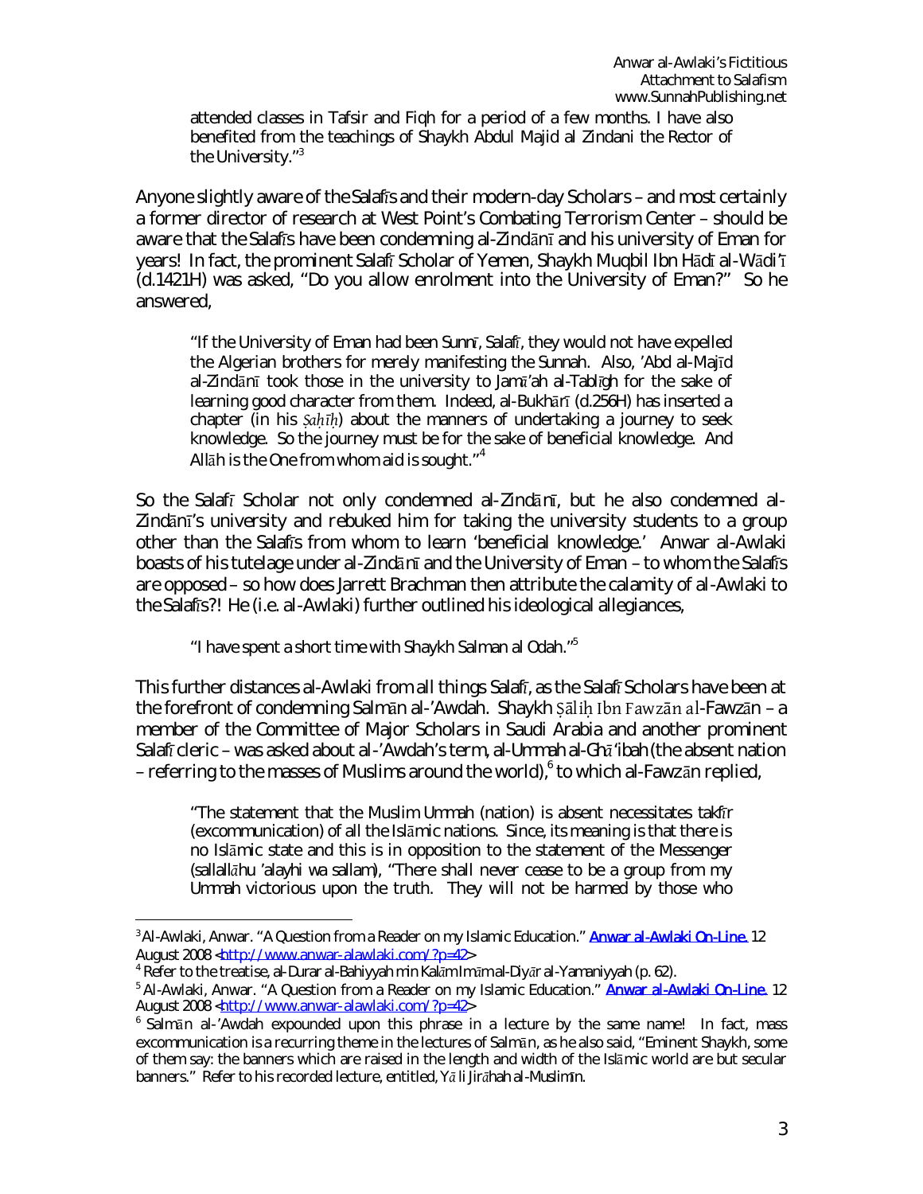> attended classes in Tafsir and Fiqh for a period of a few months. I have also benefited from the teachings of Shaykh Abdul Majid al Zindani the Rector of the University."[3]

Anyone slightly aware of the Salafīs and their modern-day Scholars – and most certainly a former director of research at West Point's Combating Terrorism Center – should be aware that the Salafīs have been condemning al-Zindānī and his university of Eman for years! In fact, the prominent Salafī Scholar of Yemen, Shaykh Muqbil Ibn Hādī al-Wādi'ī (d.1421H) was asked, "Do you allow enrolment into the University of Eman?" So he answered,

> "If the University of Eman had been Sunnī, Salafī, they would not have expelled the Algerian brothers for merely manifesting the Sunnah. Also, 'Abd al-Majīd al-Zindānī took those in the university to Jamā'ah al-Tablīgh for the sake of learning good character from them. Indeed, al-Bukhārī (d.256H) has inserted a chapter (in his *Ṣaḥīḥ*) about the manners of undertaking a journey to seek knowledge. So the journey must be for the sake of beneficial knowledge. And Allāh is the One from whom aid is sought."[4]

So the Salafī Scholar not only condemned al-Zindānī, but he also condemned al-Zindānī's university and rebuked him for taking the university students to a group other than the Salafīs from whom to learn 'beneficial knowledge.' Anwar al-Awlaki boasts of his tutelage under al-Zindānī and the University of Eman – to whom the Salafīs are opposed – so how does Jarrett Brachman then attribute the calamity of al-Awlaki to the Salafīs?! He (i.e. al-Awlaki) further outlined his ideological allegiances,

> "I have spent a short time with Shaykh Salman al Odah."[5]

This further distances al-Awlaki from all things Salafī, as the Salafī Scholars have been at the forefront of condemning Salmān al-'Awdah. Shaykh Ṣāliḥ Ibn Fawzān al-Fawzān – a member of the Committee of Major Scholars in Saudi Arabia and another prominent Salafī cleric – was asked about al-'Awdah's term, al-Ummah al-Ghā'ibah (the absent nation – referring to the masses of Muslims around the world),[6] to which al-Fawzān replied,

> "The statement that the Muslim Ummah (nation) is absent necessitates takfīr (excommunication) of all the Islāmic nations. Since, its meaning is that there is no Islāmic state and this is in opposition to the statement of the Messenger (sallallāhu 'alayhi wa sallam), "There shall never cease to be a group from my Ummah victorious upon the truth. They will not be harmed by those who

---

[3] Al-Awlaki, Anwar. "A Question from a Reader on my Islamic Education." Anwar al-Awlaki On-Line. 12 August 2008 <http://www.anwar-alawlaki.com/?p=42>

[4] Refer to the treatise, al-Durar al-Bahiyyah min Kalām Imām al-Diyār al-Yamaniyyah (p. 62).

[5] Al-Awlaki, Anwar. "A Question from a Reader on my Islamic Education." Anwar al-Awlaki On-Line. 12 August 2008 <http://www.anwar-alawlaki.com/?p=42>

[6] Salmān al-'Awdah expounded upon this phrase in a lecture by the same name! In fact, mass excommunication is a recurring theme in the lectures of Salmān, as he also said, "Eminent Shaykh, some of them say: the banners which are raised in the length and width of the Islāmic world are but secular banners." Refer to his recorded lecture, entitled, Yā li Jirāhah al-Muslimīn.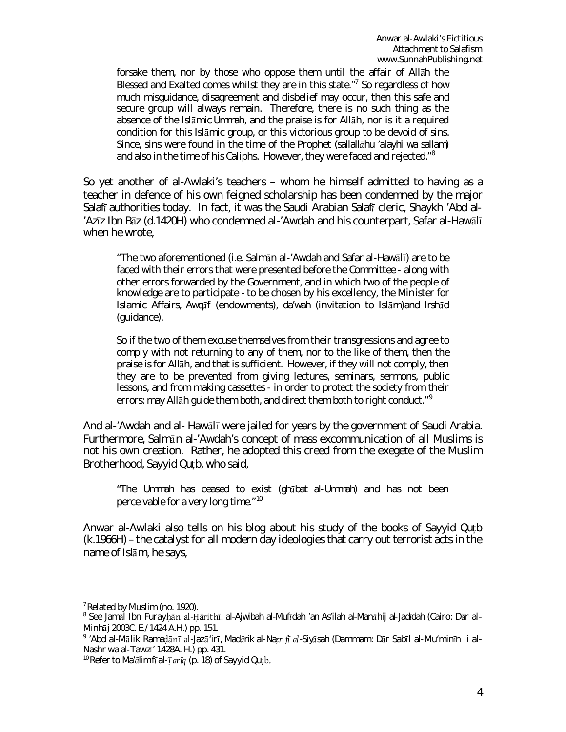> forsake them, nor by those who oppose them until the affair of Allāh the Blessed and Exalted comes whilst they are in this state."[7] So regardless of how much misguidance, disagreement and disbelief may occur, then this safe and secure group will always remain. Therefore, there is no such thing as the absence of the Islāmic Ummah, and the praise is for Allāh, nor is it a required condition for this Islāmic group, or this victorious group to be devoid of sins. Since, sins were found in the time of the Prophet (sallallāhu 'alayhi wa sallam) and also in the time of his Caliphs. However, they were faced and rejected."[8]

So yet another of al-Awlaki's teachers – whom he himself admitted to having as a teacher in defence of his own feigned scholarship has been condemned by the major Salafī authorities today. In fact, it was the Saudi Arabian Salafī cleric, Shaykh 'Abd al-'Azīz Ibn Bāz (d.1420H) who condemned al-'Awdah and his counterpart, Safar al-Hawālī when he wrote,

> "The two aforementioned (i.e. Salmān al-'Awdah and Safar al-Hawālī) are to be faced with their errors that were presented before the Committee - along with other errors forwarded by the Government, and in which two of the people of knowledge are to participate - to be chosen by his excellency, the Minister for Islamic Affairs, Awqāf (endowments), da'wah (invitation to Islām)and Irshād (guidance).
>
> So if the two of them excuse themselves from their transgressions and agree to comply with not returning to any of them, nor to the like of them, then the praise is for Allāh, and that is sufficient. However, if they will not comply, then they are to be prevented from giving lectures, seminars, sermons, public lessons, and from making cassettes - in order to protect the society from their errors: may Allāh guide them both, and direct them both to right conduct."[9]

And al-'Awdah and al- Hawālī were jailed for years by the government of Saudi Arabia. Furthermore, Salmān al-'Awdah's concept of mass excommunication of all Muslims is not his own creation. Rather, he adopted this creed from the exegete of the Muslim Brotherhood, Sayyid Quṭb, who said,

> "The Ummah has ceased to exist (ghābat al-Ummah) and has not been perceivable for a very long time."[10]

Anwar al-Awlaki also tells on his blog about his study of the books of Sayyid Quṭb (k.1966H) – the catalyst for all modern day ideologies that carry out terrorist acts in the name of Islām, he says,

---

[7] Related by Muslim (no. 1920).

[8] See Jamāl Ibn Furayḥān al-Ḥārithī, al-Ajwibah al-Mufīdah 'an As'ilah al-Manāhij al-Jadīdah (Cairo: Dār al-Minhāj 2003C. E./1424 A.H.) pp. 151.

[9] 'Abd al-Mālik Ramaḍānī al-Jazā'irī, Madārik al-Naẓr fī al-Siyāsah (Dammam: Dār Sabīl al-Mu'minīn li al-Nashr wa al-Tawzī' 1428A. H.) pp. 431.

[10] Refer to Ma'ālim fī al-Ṭarīq (p. 18) of Sayyid Quṭb.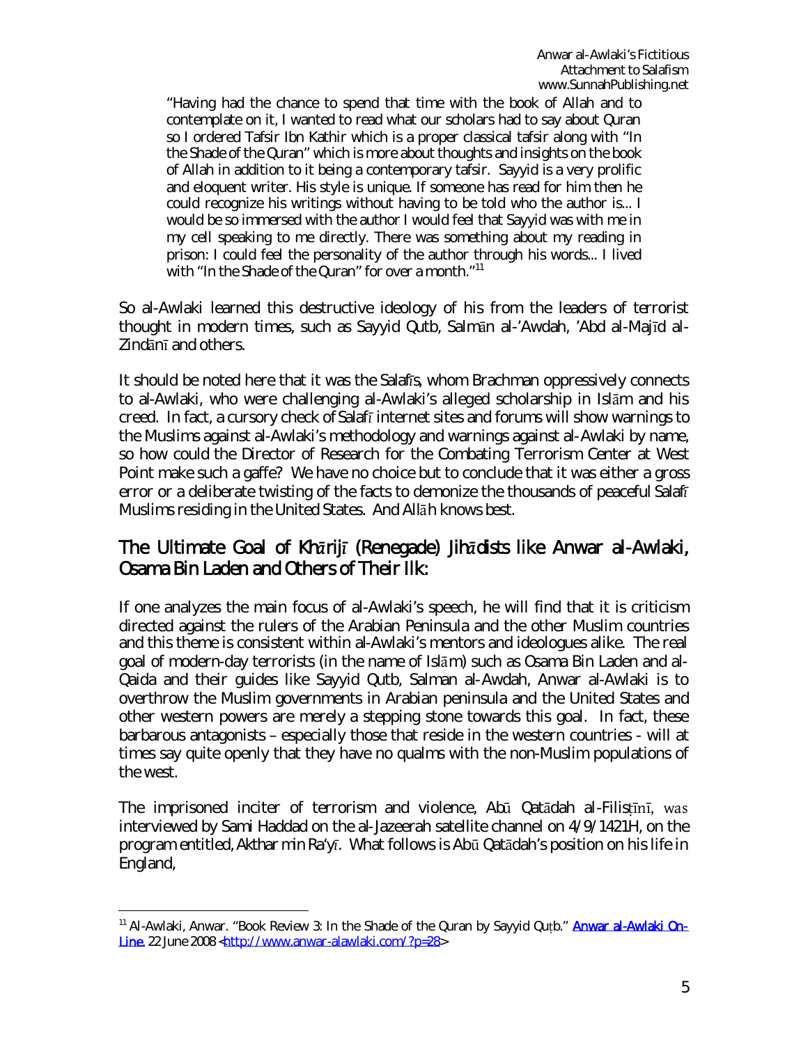> "Having had the chance to spend that time with the book of Allah and to contemplate on it, I wanted to read what our scholars had to say about Quran so I ordered Tafsir Ibn Kathir which is a proper classical tafsir along with "In the Shade of the Quran" which is more about thoughts and insights on the book of Allah in addition to it being a contemporary tafsir. Sayyid is a very prolific and eloquent writer. His style is unique. If someone has read for him then he could recognize his writings without having to be told who the author is... I would be so immersed with the author I would feel that Sayyid was with me in my cell speaking to me directly. There was something about my reading in prison: I could feel the personality of the author through his words... I lived with "In the Shade of the Quran" for over a month."[11]

So al-Awlaki learned this destructive ideology of his from the leaders of terrorist thought in modern times, such as Sayyid Qutb, Salmān al-'Awdah, 'Abd al-Majīd al-Zindānī and others.

It should be noted here that it was the Salafīs, whom Brachman oppressively connects to al-Awlaki, who were challenging al-Awlaki's alleged scholarship in Islām and his creed. In fact, a cursory check of Salafī internet sites and forums will show warnings to the Muslims against al-Awlaki's methodology and warnings against al-Awlaki by name, so how could the Director of Research for the Combating Terrorism Center at West Point make such a gaffe? We have no choice but to conclude that it was either a gross error or a deliberate twisting of the facts to demonize the thousands of peaceful Salafī Muslims residing in the United States. And Allāh knows best.

## The Ultimate Goal of Khārijī (Renegade) Jihādists like Anwar al-Awlaki, Osama Bin Laden and Others of Their Ilk:

If one analyzes the main focus of al-Awlaki's speech, he will find that it is criticism directed against the rulers of the Arabian Peninsula and the other Muslim countries and this theme is consistent within al-Awlaki's mentors and ideologues alike. The real goal of modern-day terrorists (in the name of Islām) such as Osama Bin Laden and al-Qaida and their guides like Sayyid Qutb, Salman al-Awdah, Anwar al-Awlaki is to overthrow the Muslim governments in Arabian peninsula and the United States and other western powers are merely a stepping stone towards this goal. In fact, these barbarous antagonists – especially those that reside in the western countries - will at times say quite openly that they have no qualms with the non-Muslim populations of the west.

The imprisoned inciter of terrorism and violence, Abū Qatādah al-Filisṭīnī, was interviewed by Sami Haddad on the al-Jazeerah satellite channel on 4/9/1421H, on the program entitled, *Akthar min Ra'yī*. What follows is Abū Qatādah's position on his life in England,

---

[11] Al-Awlaki, Anwar. "Book Review 3: In the Shade of the Quran by Sayyid Quṭb." Anwar al-Awlaki On-Line. 22 June 2008 <http://www.anwar-alawlaki.com/?p=28>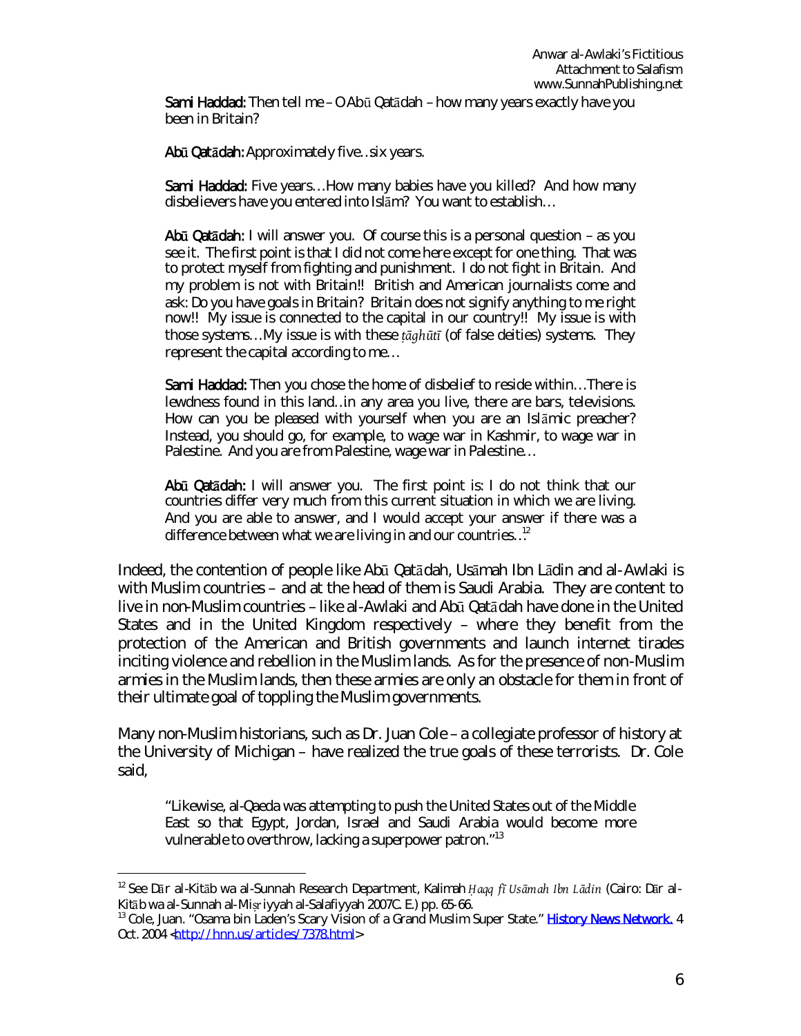**Sami Haddad:** Then tell me – O Abū Qatādah – how many years exactly have you been in Britain?

**Abū Qatādah:** Approximately five…six years.

**Sami Haddad:** Five years…How many babies have you killed? And how many disbelievers have you entered into Islām? You want to establish…

**Abū Qatādah:** I will answer you. Of course this is a personal question – as you see it. The first point is that I did not come here except for one thing. That was to protect myself from fighting and punishment. I do not fight in Britain. And my problem is not with Britain!! British and American journalists come and ask: Do you have goals in Britain? Britain does not signify anything to me right now!! My issue is connected to the capital in our country!! My issue is with those systems…My issue is with these *ṭāghūtī* (of false deities) systems. They represent the capital according to me…

**Sami Haddad:** Then you chose the home of disbelief to reside within…There is lewdness found in this land…in any area you live, there are bars, televisions. How can you be pleased with yourself when you are an Islāmic preacher? Instead, you should go, for example, to wage war in Kashmir, to wage war in Palestine. And you are from Palestine, wage war in Palestine…

**Abū Qatādah:** I will answer you. The first point is: I do not think that our countries differ very much from this current situation in which we are living. And you are able to answer, and I would accept your answer if there was a difference between what we are living in and our countries…[12]

Indeed, the contention of people like Abū Qatādah, Usāmah Ibn Lādin and al-Awlaki is with Muslim countries – and at the head of them is Saudi Arabia. They are content to live in non-Muslim countries – like al-Awlaki and Abū Qatādah have done in the United States and in the United Kingdom respectively – where they benefit from the protection of the American and British governments and launch internet tirades inciting violence and rebellion in the Muslim lands. As for the presence of non-Muslim armies in the Muslim lands, then these armies are only an obstacle for them in front of their ultimate goal of toppling the Muslim governments.

Many non-Muslim historians, such as Dr. Juan Cole – a collegiate professor of history at the University of Michigan – have realized the true goals of these terrorists. Dr. Cole said,

> "Likewise, al-Qaeda was attempting to push the United States out of the Middle East so that Egypt, Jordan, Israel and Saudi Arabia would become more vulnerable to overthrow, lacking a superpower patron."[13]

---

[12] See Dār al-Kitāb wa al-Sunnah Research Department, Kalimah *Ḥaqq fī Usāmah Ibn Lādin* (Cairo: Dār al-Kitāb wa al-Sunnah al-Miṣriyyah al-Salafiyyah 2007C. E.) pp. 65-66.

[13] Cole, Juan. "Osama bin Laden's Scary Vision of a Grand Muslim Super State." History News Network. 4 Oct. 2004 <http://hnn.us/articles/7378.html>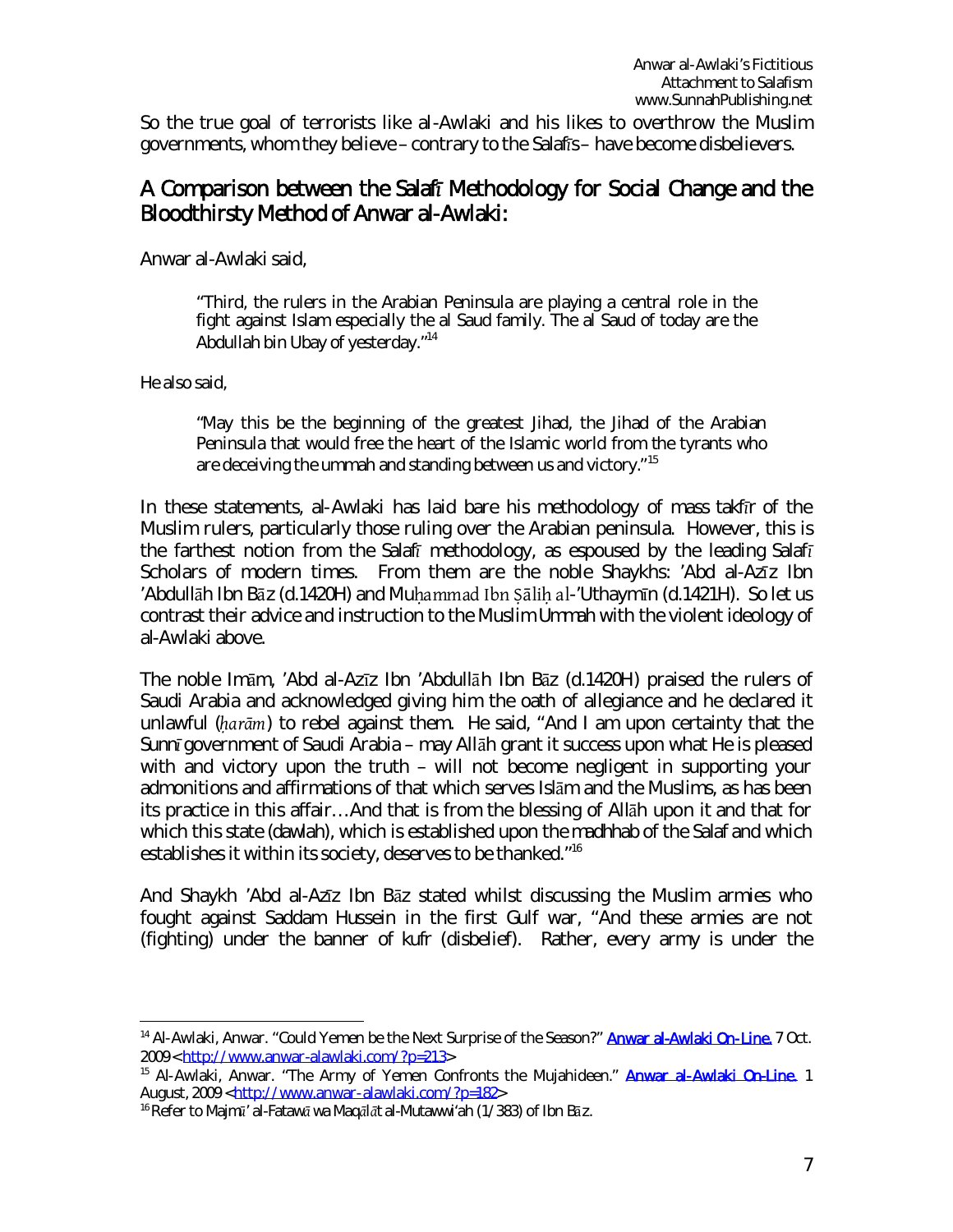So the true goal of terrorists like al-Awlaki and his likes to overthrow the Muslim governments, whom they believe – contrary to the Salafīs – have become disbelievers.

## A Comparison between the Salafī Methodology for Social Change and the Bloodthirsty Method of Anwar al-Awlaki:

Anwar al-Awlaki said,

> "Third, the rulers in the Arabian Peninsula are playing a central role in the fight against Islam especially the al Saud family. The al Saud of today are the Abdullah bin Ubay of yesterday."[14]

He also said,

> "May this be the beginning of the greatest Jihad, the Jihad of the Arabian Peninsula that would free the heart of the Islamic world from the tyrants who are deceiving the ummah and standing between us and victory."[15]

In these statements, al-Awlaki has laid bare his methodology of mass takfīr of the Muslim rulers, particularly those ruling over the Arabian peninsula. However, this is the farthest notion from the Salafī methodology, as espoused by the leading Salafī Scholars of modern times. From them are the noble Shaykhs: 'Abd al-Azīz Ibn 'Abdullāh Ibn Bāz (d.1420H) and Muḥammad Ibn Ṣāliḥ al-'Uthaymīn (d.1421H). So let us contrast their advice and instruction to the Muslim *Ummah* with the violent ideology of al-Awlaki above.

The noble Imām, 'Abd al-Azīz Ibn 'Abdullāh Ibn Bāz (d.1420H) praised the rulers of Saudi Arabia and acknowledged giving him the oath of allegiance and he declared it unlawful (*ḥarām*) to rebel against them. He said, "And I am upon certainty that the Sunnī government of Saudi Arabia – may Allāh grant it success upon what He is pleased with and victory upon the truth – will not become negligent in supporting your admonitions and affirmations of that which serves Islām and the Muslims, as has been its practice in this affair…And that is from the blessing of Allāh upon it and that for which this state (*dawlah*), which is established upon the *madhhab* of the Salaf and which establishes it within its society, deserves to be thanked."[16]

And Shaykh 'Abd al-Azīz Ibn Bāz stated whilst discussing the Muslim armies who fought against Saddam Hussein in the first Gulf war, "And these armies are not (fighting) under the banner of kufr (disbelief). Rather, every army is under the

---

[14] Al-Awlaki, Anwar. "Could Yemen be the Next Surprise of the Season?" Anwar al-Awlaki On-Line. 7 Oct. 2009 <http://www.anwar-alawlaki.com/?p=213>

[15] Al-Awlaki, Anwar. "The Army of Yemen Confronts the Mujahideen." Anwar al-Awlaki On-Line. 1 August, 2009 <http://www.anwar-alawlaki.com/?p=182>

[16] Refer to Majmū' al-Fatawā wa Maqālāt al-Mutawwi'ah (1/383) of Ibn Bāz.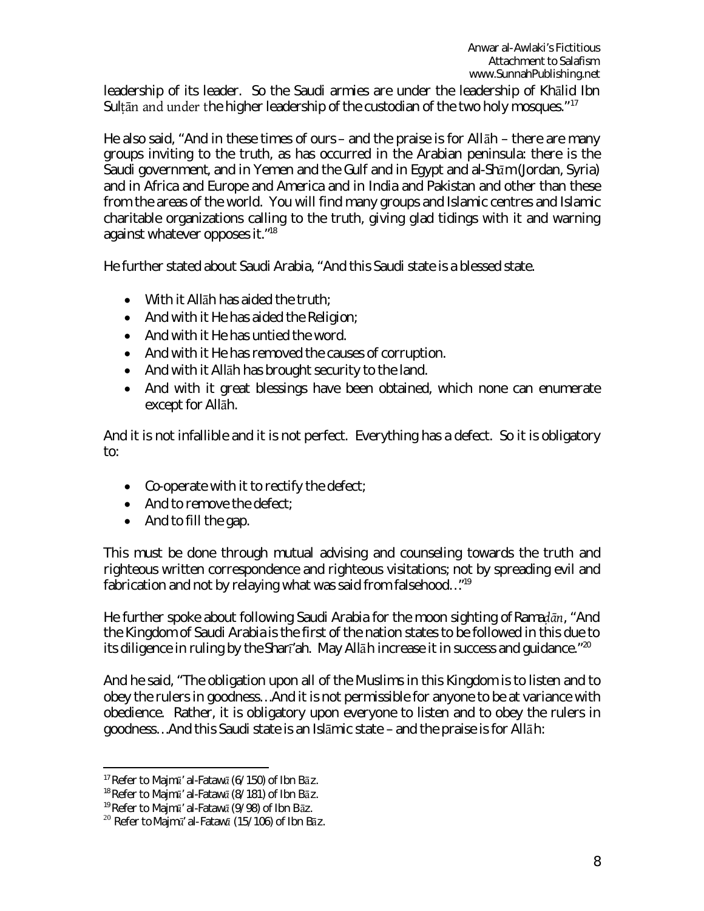leadership of its leader. So the Saudi armies are under the leadership of Khālid Ibn Sulṭān and under the higher leadership of the custodian of the two holy mosques."[17]

He also said, "And in these times of ours – and the praise is for Allāh – there are many groups inviting to the truth, as has occurred in the Arabian peninsula: there is the Saudi government, and in Yemen and the Gulf and in Egypt and al-Shām (Jordan, Syria) and in Africa and Europe and America and in India and Pakistan and other than these from the areas of the world. You will find many groups and Islamic centres and Islamic charitable organizations calling to the truth, giving glad tidings with it and warning against whatever opposes it."[18]

He further stated about Saudi Arabia, "And this Saudi state is a blessed state.

- With it Allāh has aided the truth;
- And with it He has aided the Religion;
- And with it He has untied the word.
- And with it He has removed the causes of corruption.
- And with it Allāh has brought security to the land.
- And with it great blessings have been obtained, which none can enumerate except for Allāh.

And it is not infallible and it is not perfect. Everything has a defect. So it is obligatory to:

- Co-operate with it to rectify the defect;
- And to remove the defect;
- And to fill the gap.

This must be done through mutual advising and counseling towards the truth and righteous written correspondence and righteous visitations; not by spreading evil and fabrication and not by relaying what was said from falsehood…"[19]

He further spoke about following Saudi Arabia for the moon sighting of Ramaḍān, "And the Kingdom of Saudi Arabia is the first of the nation states to be followed in this due to its diligence in ruling by the Sharī'ah. May Allāh increase it in success and guidance."[20]

And he said, "The obligation upon all of the Muslims in this Kingdom is to listen and to obey the rulers in goodness…And it is not permissible for anyone to be at variance with obedience. Rather, it is obligatory upon everyone to listen and to obey the rulers in goodness…And this Saudi state is an Islāmic state – and the praise is for Allāh:

---

[17] Refer to Majmū' al-Fatawā (6/150) of Ibn Bāz.

[18] Refer to Majmū' al-Fatawā (8/181) of Ibn Bāz.

[19] Refer to Majmū' al-Fatawā (9/98) of Ibn Bāz.

[20] Refer to Majmū' al-Fatawā (15/106) of Ibn Bāz.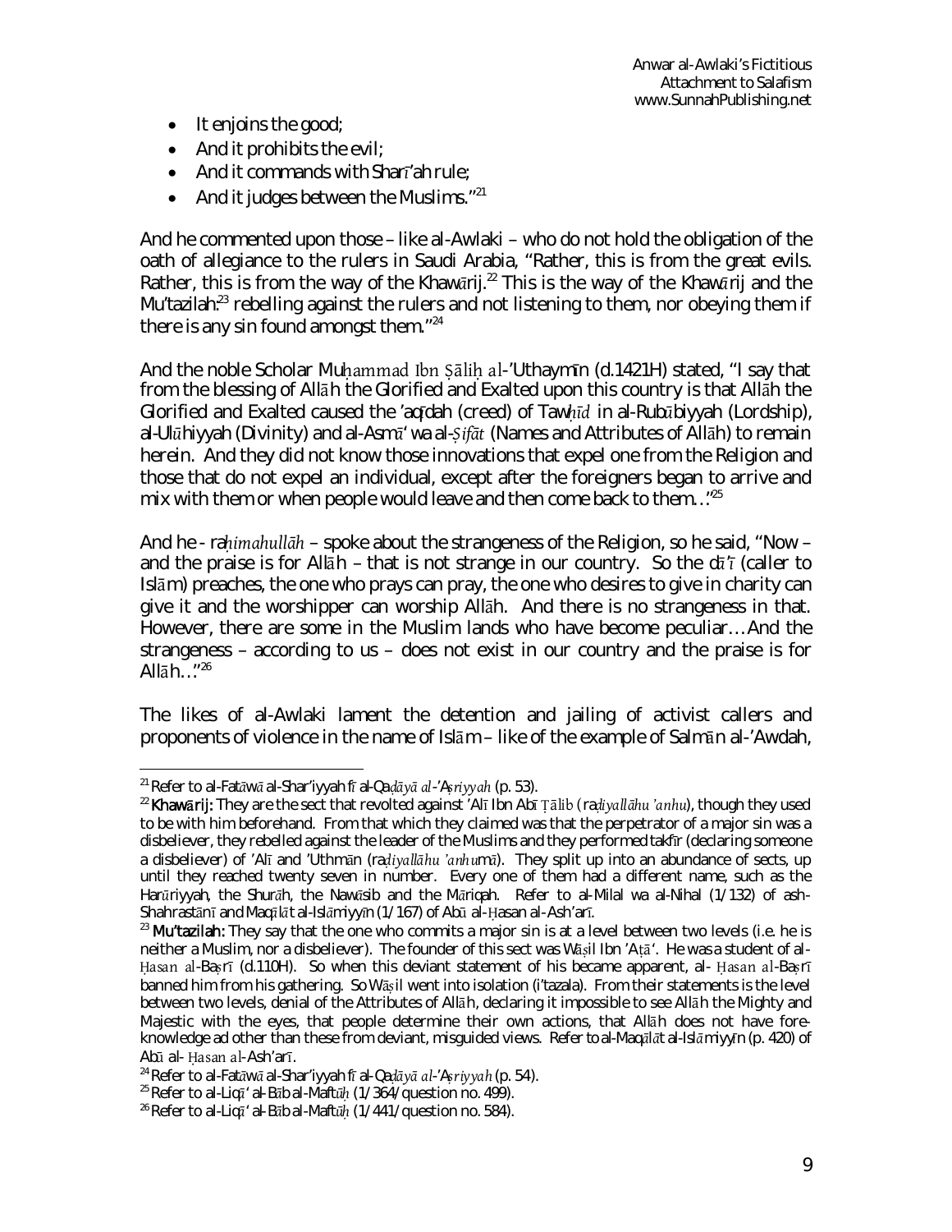- It enjoins the good;
- And it prohibits the evil;
- And it commands with Sharī'ah rule;
- And it judges between the Muslims."[21]

And he commented upon those – like al-Awlaki – who do not hold the obligation of the oath of allegiance to the rulers in Saudi Arabia, "Rather, this is from the great evils. Rather, this is from the way of the Khawārij.[22] This is the way of the Khawārij and the Mu'tazilah:[23] rebelling against the rulers and not listening to them, nor obeying them if there is any sin found amongst them."[24]

And the noble Scholar Muḥammad Ibn Ṣāliḥ al-'Uthaymīn (d.1421H) stated, "I say that from the blessing of Allāh the Glorified and Exalted upon this country is that Allāh the Glorified and Exalted caused the 'aqīdah (creed) of Tawḥīd in al-Rubūbiyyah (Lordship), al-Ulūhiyyah (Divinity) and al-Asmā' wa al-Ṣifāt (Names and Attributes of Allāh) to remain herein. And they did not know those innovations that expel one from the Religion and those that do not expel an individual, except after the foreigners began to arrive and mix with them or when people would leave and then come back to them..."[25]

And he - raḥimahullāh – spoke about the strangeness of the Religion, so he said, "Now – and the praise is for Allāh – that is not strange in our country. So the dā'ī (caller to Islām) preaches, the one who prays can pray, the one who desires to give in charity can give it and the worshipper can worship Allāh. And there is no strangeness in that. However, there are some in the Muslim lands who have become peculiar... And the strangeness – according to us – does not exist in our country and the praise is for Allāh..."[26]

The likes of al-Awlaki lament the detention and jailing of activist callers and proponents of violence in the name of Islām – like of the example of Salmān al-'Awdah,

---

[21] Refer to al-Fatāwā al-Shar'iyyah fī al-Qaḍāyā al-'Aṣriyyah (p. 53).

[22] **Khawārij:** They are the sect that revolted against 'Alī Ibn Abī Ṭālib (raḍiyallāhu 'anhu), though they used to be with him beforehand. From that which they claimed was that the perpetrator of a major sin was a disbeliever, they rebelled against the leader of the Muslims and they performed takfīr (declaring someone a disbeliever) of 'Alī and 'Uthmān (raḍiyallāhu 'anhumā). They split up into an abundance of sects, up until they reached twenty seven in number. Every one of them had a different name, such as the Harūriyyah, the Shurāh, the Nawāsib and the Māriqah. Refer to al-Milal wa al-Nihal (1/132) of ash-Shahrastānī and Maqālāt al-Islāmiyyīn (1/167) of Abū al-Ḥasan al-Ash'arī.

[23] **Mu'tazilah:** They say that the one who commits a major sin is at a level between two levels (i.e. he is neither a Muslim, nor a disbeliever). The founder of this sect was Wāṣil Ibn 'Aṭā'. He was a student of al-Ḥasan al-Baṣrī (d.110H). So when this deviant statement of his became apparent, al- Ḥasan al-Baṣrī banned him from his gathering. So Wāṣil went into isolation (i'tazala). From their statements is the level between two levels, denial of the Attributes of Allāh, declaring it impossible to see Allāh the Mighty and Majestic with the eyes, that people determine their own actions, that Allāh does not have fore-knowledge ad other than these from deviant, misguided views. Refer to al-Maqālāt al-Islāmiyyīn (p. 420) of Abū al- Ḥasan al-Ash'arī.

[24] Refer to al-Fatāwā al-Shar'iyyah fī al-Qaḍāyā al-'Aṣriyyah (p. 54).

[25] Refer to al-Liqā' al-Bāb al-Maftūḥ (1/364/question no. 499).

[26] Refer to al-Liqā' al-Bāb al-Maftūḥ (1/441/question no. 584).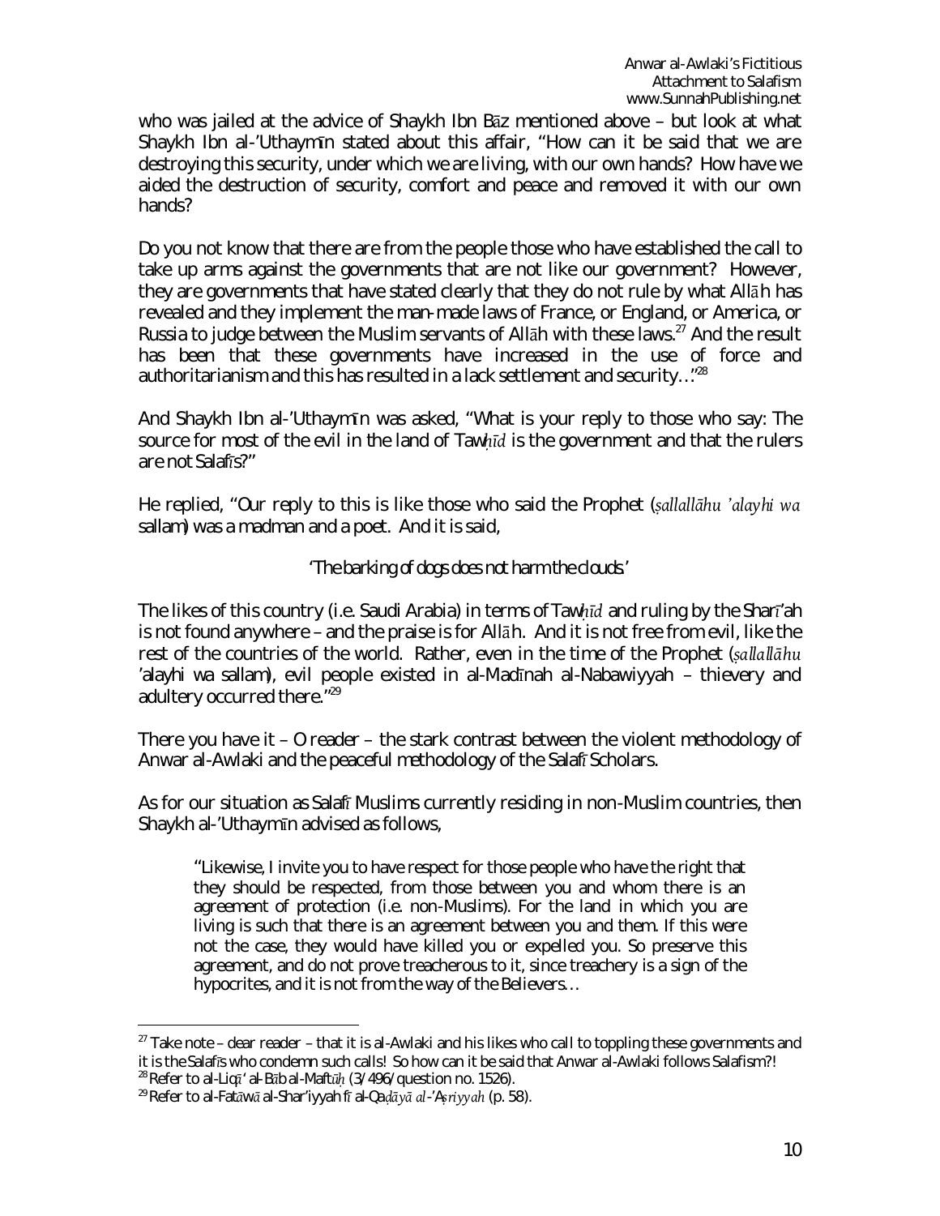who was jailed at the advice of Shaykh Ibn Bāz mentioned above – but look at what Shaykh Ibn al-'Uthaymīn stated about this affair, "How can it be said that we are destroying this security, under which we are living, with our own hands? How have we aided the destruction of security, comfort and peace and removed it with our own hands?

Do you not know that there are from the people those who have established the call to take up arms against the governments that are not like our government? However, they are governments that have stated clearly that they do not rule by what Allāh has revealed and they implement the man-made laws of France, or England, or America, or Russia to judge between the Muslim servants of Allāh with these laws.[27] And the result has been that these governments have increased in the use of force and authoritarianism and this has resulted in a lack settlement and security…"[28]

And Shaykh Ibn al-'Uthaymīn was asked, "What is your reply to those who say: The source for most of the evil in the land of Tawḥīd is the government and that the rulers are not Salafīs?"

He replied, "Our reply to this is like those who said the Prophet (*ṣallallāhu 'alayhi wa* sallam) was a madman and a poet. And it is said,

*'The barking of dogs does not harm the clouds.'*

The likes of this country (i.e. Saudi Arabia) in terms of Tawḥīd and ruling by the Sharī'ah is not found anywhere – and the praise is for Allāh. And it is not free from evil, like the rest of the countries of the world. Rather, even in the time of the Prophet (*ṣallallāhu* 'alayhi wa sallam), evil people existed in al-Madīnah al-Nabawiyyah – thievery and adultery occurred there."[29]

There you have it – O reader – the stark contrast between the violent methodology of Anwar al-Awlaki and the peaceful methodology of the Salafī Scholars.

As for our situation as Salafī Muslims currently residing in non-Muslim countries, then Shaykh al-'Uthaymīn advised as follows,

> "Likewise, I invite you to have respect for those people who have the right that they should be respected, from those between you and whom there is an agreement of protection (i.e. non-Muslims). For the land in which you are living is such that there is an agreement between you and them. If this were not the case, they would have killed you or expelled you. So preserve this agreement, and do not prove treacherous to it, since treachery is a sign of the hypocrites, and it is not from the way of the Believers…

---

[27] Take note – dear reader – that it is al-Awlaki and his likes who call to toppling these governments and it is the Salafīs who condemn such calls! So how can it be said that Anwar al-Awlaki follows Salafism?!

[28] Refer to al-Liqā' al-Bāb al-Maftūḥ (3/496/question no. 1526).

[29] Refer to al-Fatāwā al-Shar'iyyah fī al-Qaḍāyā al-'Aṣriyyah (p. 58).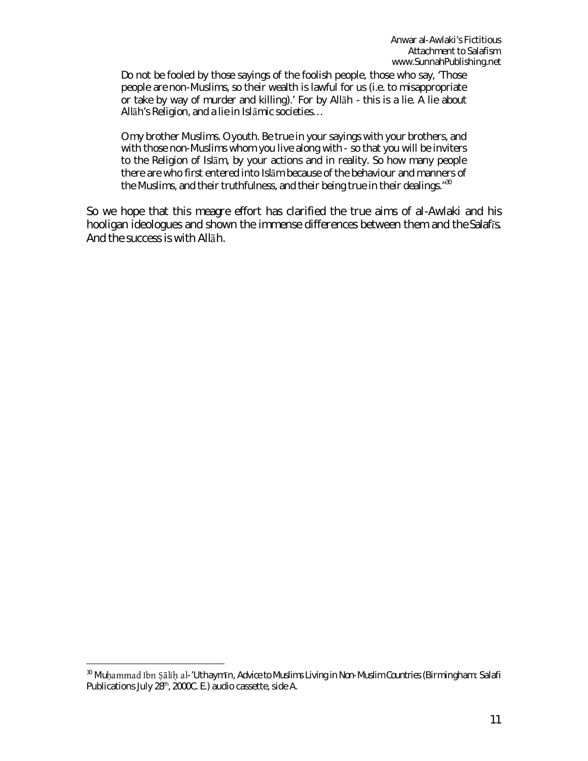> Do not be fooled by those sayings of the foolish people, those who say, 'Those people are non-Muslims, so their wealth is lawful for us (i.e. to misappropriate or take by way of murder and killing).' For by Allāh - this is a lie. A lie about Allāh's Religion, and a lie in Islāmic societies…
>
> O my brother Muslims. O youth. Be true in your sayings with your brothers, and with those non-Muslims whom you live along with - so that you will be inviters to the Religion of Islām, by your actions and in reality. So how many people there are who first entered into Islām because of the behaviour and manners of the Muslims, and their truthfulness, and their being true in their dealings."[30]

So we hope that this meagre effort has clarified the true aims of al-Awlaki and his hooligan ideologues and shown the immense differences between them and the Salafīs. And the success is with Allāh.

---

[30] Muḥammad Ibn Ṣāliḥ al-'Uthaymīn, *Advice to Muslims Living in Non-Muslim Countries* (Birmingham: Salafi Publications July 28th, 2000C. E.) audio cassette, side A.